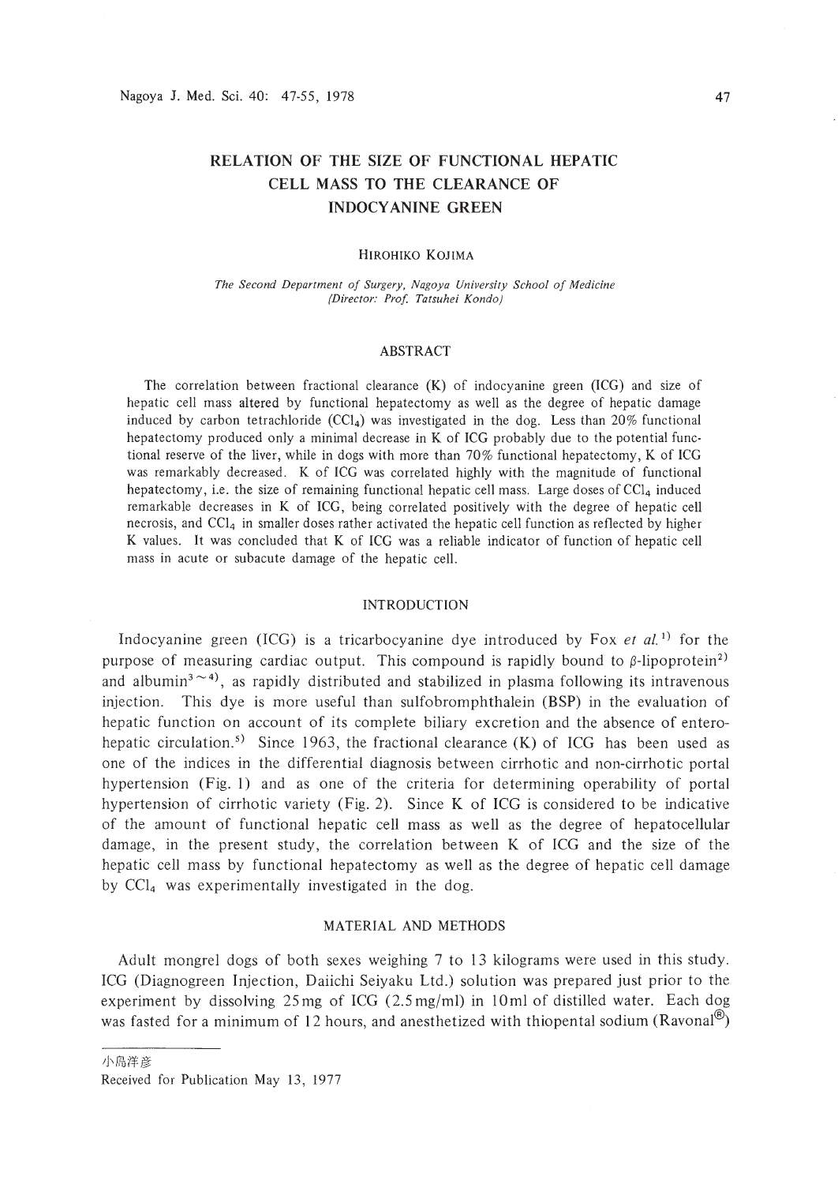# RELATION OF THE SIZE OF FUNCTIONAL HEPATIC CELL MASS TO THE CLEARANCE OF INDOCYANINE GREEN

HIROHIKO KOJIMA

*The Second Department of Surgery, Nagoya University School of Medicine (Director: Prof. Tatsuhei Kondo)*

## ABSTRACT

The correlation between fractional clearance (K) of indocyanine green (ICG) and size of hepatic cell mass altered by functional hepatectomy as well as the degree of hepatic damage induced by carbon tetrachloride ($CCl_4$) was investigated in the dog. Less than 20% functional hepatectomy produced only a minimal decrease in K of ICG probably due to the potential functional reserve of the liver, while in dogs with more than 70% functional hepatectomy, K of ICG was remarkably decreased. K of ICG was correlated highly with the magnitude of functional hepatectomy, i.e. the size of remaining functional hepatic cell mass. Large doses of $CCl_4$ induced remarkable decreases in K of ICG, being correlated positively with the degree of hepatic cell necrosis, and $CCl_4$ in smaller doses rather activated the hepatic cell function as reflected by higher K values. It was concluded that K of ICG was a reliable indicator of function of hepatic cell mass in acute or subacute damage of the hepatic cell.

## INTRODUCTION

Indocyanine green (ICG) is a tricarbocyanine dye introduced by Fox *et al.*[1] for the purpose of measuring cardiac output. This compound is rapidly bound to $\beta$-lipoprotein[2] and albumin[3~4], as rapidly distributed and stabilized in plasma following its intravenous injection. This dye is more useful than sulfobromphthalein (BSP) in the evaluation of hepatic function on account of its complete biliary excretion and the absence of enterohepatic circulation.[5] Since 1963, the fractional clearance (K) of ICG has been used as one of the indices in the differential diagnosis between cirrhotic and non-cirrhotic portal hypertension (Fig. 1) and as one of the criteria for determining operability of portal hypertension of cirrhotic variety (Fig. 2). Since K of ICG is considered to be indicative of the amount of functional hepatic cell mass as well as the degree of hepatocellular damage, in the present study, the correlation between K of ICG and the size of the hepatic cell mass by functional hepatectomy as well as the degree of hepatic cell damage by $CCl_4$ was experimentally investigated in the dog.

## MATERIAL AND METHODS

Adult mongrel dogs of both sexes weighing 7 to 13 kilograms were used in this study. ICG (Diagnogreen Injection, Daiichi Seiyaku Ltd.) solution was prepared just prior to the experiment by dissolving 25 mg of ICG (2.5 mg/ml) in 10 ml of distilled water. Each dog was fasted for a minimum of 12 hours, and anesthetized with thiopental sodium (Ravonal®)

---

小島洋彦

Received for Publication May 13, 1977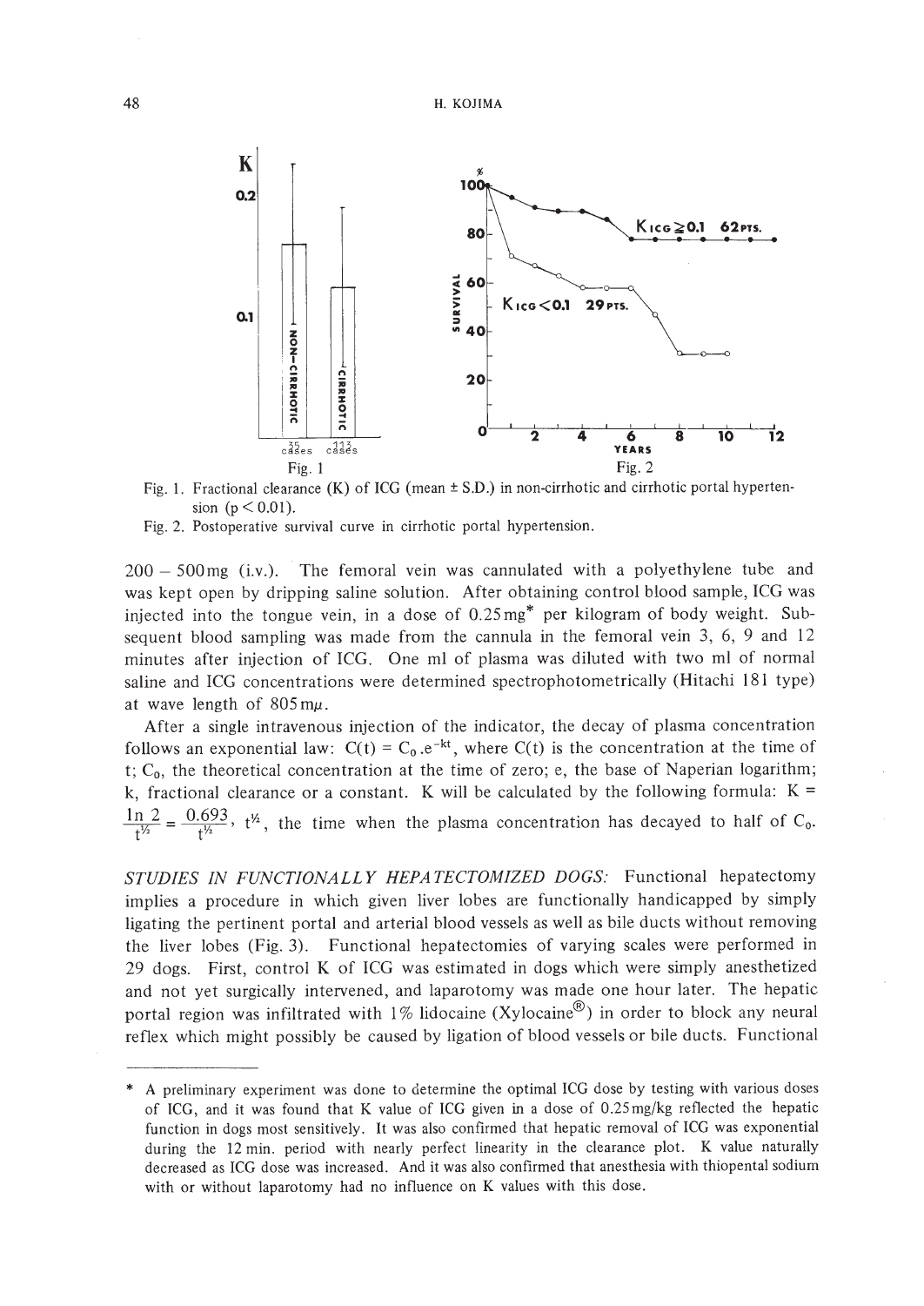Fig. 1. Fractional clearance (K) of ICG (mean ± S.D.) in non-cirrhotic and cirrhotic portal hypertension ($p < 0.01$).

Fig. 2. Postoperative survival curve in cirrhotic portal hypertension.

200 – 500 mg (i.v.). The femoral vein was cannulated with a polyethylene tube and was kept open by dripping saline solution. After obtaining control blood sample, ICG was injected into the tongue vein, in a dose of 0.25 mg* per kilogram of body weight. Subsequent blood sampling was made from the cannula in the femoral vein 3, 6, 9 and 12 minutes after injection of ICG. One ml of plasma was diluted with two ml of normal saline and ICG concentrations were determined spectrophotometrically (Hitachi 181 type) at wave length of 805 mμ.

After a single intravenous injection of the indicator, the decay of plasma concentration follows an exponential law: $C(t) = C_0 . e^{-kt}$, where $C(t)$ is the concentration at the time of t; $C_0$, the theoretical concentration at the time of zero; e, the base of Naperian logarithm; k, fractional clearance or a constant. K will be calculated by the following formula: $K = \frac{\ln 2}{t^{1/2}} = \frac{0.693}{t^{1/2}}$, $t^{1/2}$, the time when the plasma concentration has decayed to half of $C_0$.

*STUDIES IN FUNCTIONALLY HEPATECTOMIZED DOGS:* Functional hepatectomy implies a procedure in which given liver lobes are functionally handicapped by simply ligating the pertinent portal and arterial blood vessels as well as bile ducts without removing the liver lobes (Fig. 3). Functional hepatectomies of varying scales were performed in 29 dogs. First, control K of ICG was estimated in dogs which were simply anesthetized and not yet surgically intervened, and laparotomy was made one hour later. The hepatic portal region was infiltrated with 1% lidocaine (Xylocaine®) in order to block any neural reflex which might possibly be caused by ligation of blood vessels or bile ducts. Functional

---

\* A preliminary experiment was done to determine the optimal ICG dose by testing with various doses of ICG, and it was found that K value of ICG given in a dose of 0.25 mg/kg reflected the hepatic function in dogs most sensitively. It was also confirmed that hepatic removal of ICG was exponential during the 12 min. period with nearly perfect linearity in the clearance plot. K value naturally decreased as ICG dose was increased. And it was also confirmed that anesthesia with thiopental sodium with or without laparotomy had no influence on K values with this dose.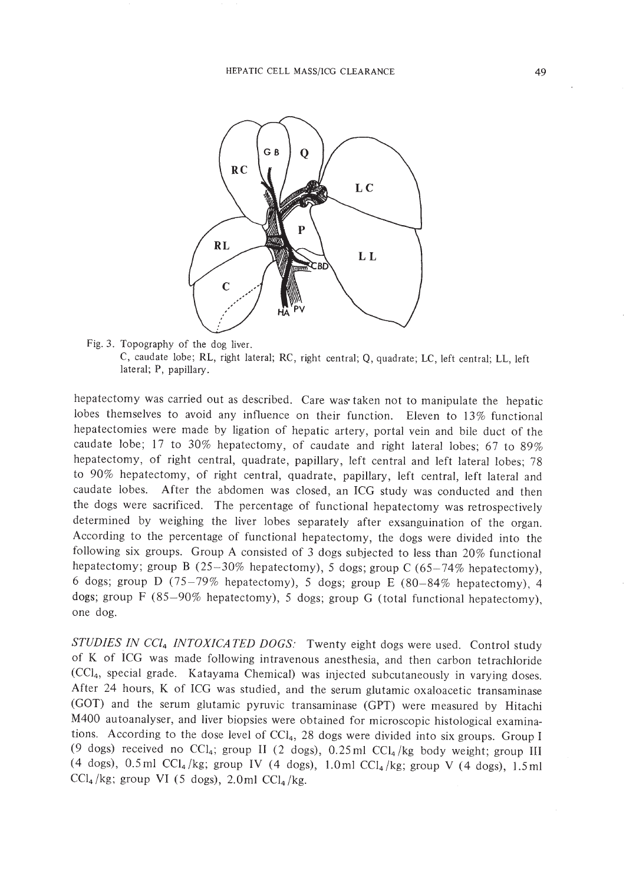Fig. 3. Topography of the dog liver.
C, caudate lobe; RL, right lateral; RC, right central; Q, quadrate; LC, left central; LL, left lateral; P, papillary.

hepatectomy was carried out as described. Care was taken not to manipulate the hepatic lobes themselves to avoid any influence on their function. Eleven to 13% functional hepatectomies were made by ligation of hepatic artery, portal vein and bile duct of the caudate lobe; 17 to 30% hepatectomy, of caudate and right lateral lobes; 67 to 89% hepatectomy, of right central, quadrate, papillary, left central and left lateral lobes; 78 to 90% hepatectomy, of right central, quadrate, papillary, left central, left lateral and caudate lobes. After the abdomen was closed, an ICG study was conducted and then the dogs were sacrificed. The percentage of functional hepatectomy was retrospectively determined by weighing the liver lobes separately after exsanguination of the organ. According to the percentage of functional hepatectomy, the dogs were divided into the following six groups. Group A consisted of 3 dogs subjected to less than 20% functional hepatectomy; group B (25–30% hepatectomy), 5 dogs; group C (65–74% hepatectomy), 6 dogs; group D (75–79% hepatectomy), 5 dogs; group E (80–84% hepatectomy), 4 dogs; group F (85–90% hepatectomy), 5 dogs; group G (total functional hepatectomy), one dog.

*STUDIES IN $CCl_4$ INTOXICATED DOGS:* Twenty eight dogs were used. Control study of K of ICG was made following intravenous anesthesia, and then carbon tetrachloride ($CCl_4$, special grade. Katayama Chemical) was injected subcutaneously in varying doses. After 24 hours, K of ICG was studied, and the serum glutamic oxaloacetic transaminase (GOT) and the serum glutamic pyruvic transaminase (GPT) were measured by Hitachi M400 autoanalyser, and liver biopsies were obtained for microscopic histological examinations. According to the dose level of $CCl_4$, 28 dogs were divided into six groups. Group I (9 dogs) received no $CCl_4$; group II (2 dogs), 0.25 ml $CCl_4$/kg body weight; group III (4 dogs), 0.5 ml $CCl_4$/kg; group IV (4 dogs), 1.0 ml $CCl_4$/kg; group V (4 dogs), 1.5 ml $CCl_4$/kg; group VI (5 dogs), 2.0 ml $CCl_4$/kg.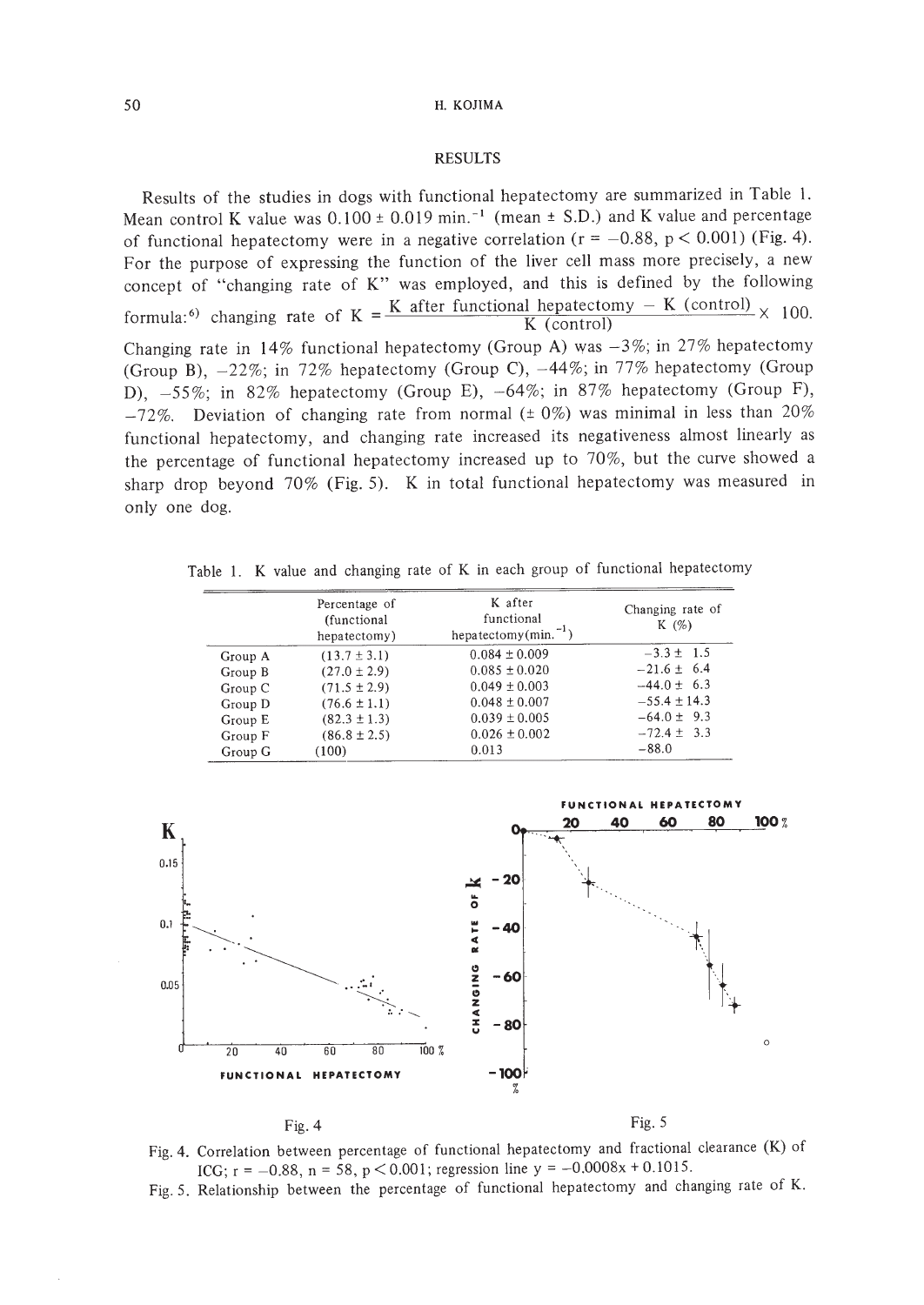## RESULTS

Results of the studies in dogs with functional hepatectomy are summarized in Table 1. Mean control K value was 0.100 ± 0.019 $min.^{-1}$ (mean ± S.D.) and K value and percentage of functional hepatectomy were in a negative correlation ($r = -0.88$, $p < 0.001$) (Fig. 4). For the purpose of expressing the function of the liver cell mass more precisely, a new concept of "changing rate of K" was employed, and this is defined by the following formula:[6]

$$\text{changing rate of K} = \frac{\text{K after functional hepatectomy} - \text{K (control)}}{\text{K (control)}} \times 100.$$

Changing rate in 14% functional hepatectomy (Group A) was −3%; in 27% hepatectomy (Group B), −22%; in 72% hepatectomy (Group C), −44%; in 77% hepatectomy (Group D), −55%; in 82% hepatectomy (Group E), −64%; in 87% hepatectomy (Group F), −72%. Deviation of changing rate from normal (± 0%) was minimal in less than 20% functional hepatectomy, and changing rate increased its negativeness almost linearly as the percentage of functional hepatectomy increased up to 70%, but the curve showed a sharp drop beyond 70% (Fig. 5). K in total functional hepatectomy was measured in only one dog.

Table 1. K value and changing rate of K in each group of functional hepatectomy

| | Percentage of (functional hepatectomy) | K after functional hepatectomy($min.^{-1}$) | Changing rate of K (%) |
|---|---|---|---|
| Group A | (13.7 ± 3.1) | 0.084 ± 0.009 | −3.3 ± 1.5 |
| Group B | (27.0 ± 2.9) | 0.085 ± 0.020 | −21.6 ± 6.4 |
| Group C | (71.5 ± 2.9) | 0.049 ± 0.003 | −44.0 ± 6.3 |
| Group D | (76.6 ± 1.1) | 0.048 ± 0.007 | −55.4 ± 14.3 |
| Group E | (82.3 ± 1.3) | 0.039 ± 0.005 | −64.0 ± 9.3 |
| Group F | (86.8 ± 2.5) | 0.026 ± 0.002 | −72.4 ± 3.3 |
| Group G | (100) | 0.013 | −88.0 |

Fig. 4. Correlation between percentage of functional hepatectomy and fractional clearance (K) of ICG; $r = -0.88$, $n = 58$, $p < 0.001$; regression line $y = -0.0008x + 0.1015$.

Fig. 5. Relationship between the percentage of functional hepatectomy and changing rate of K.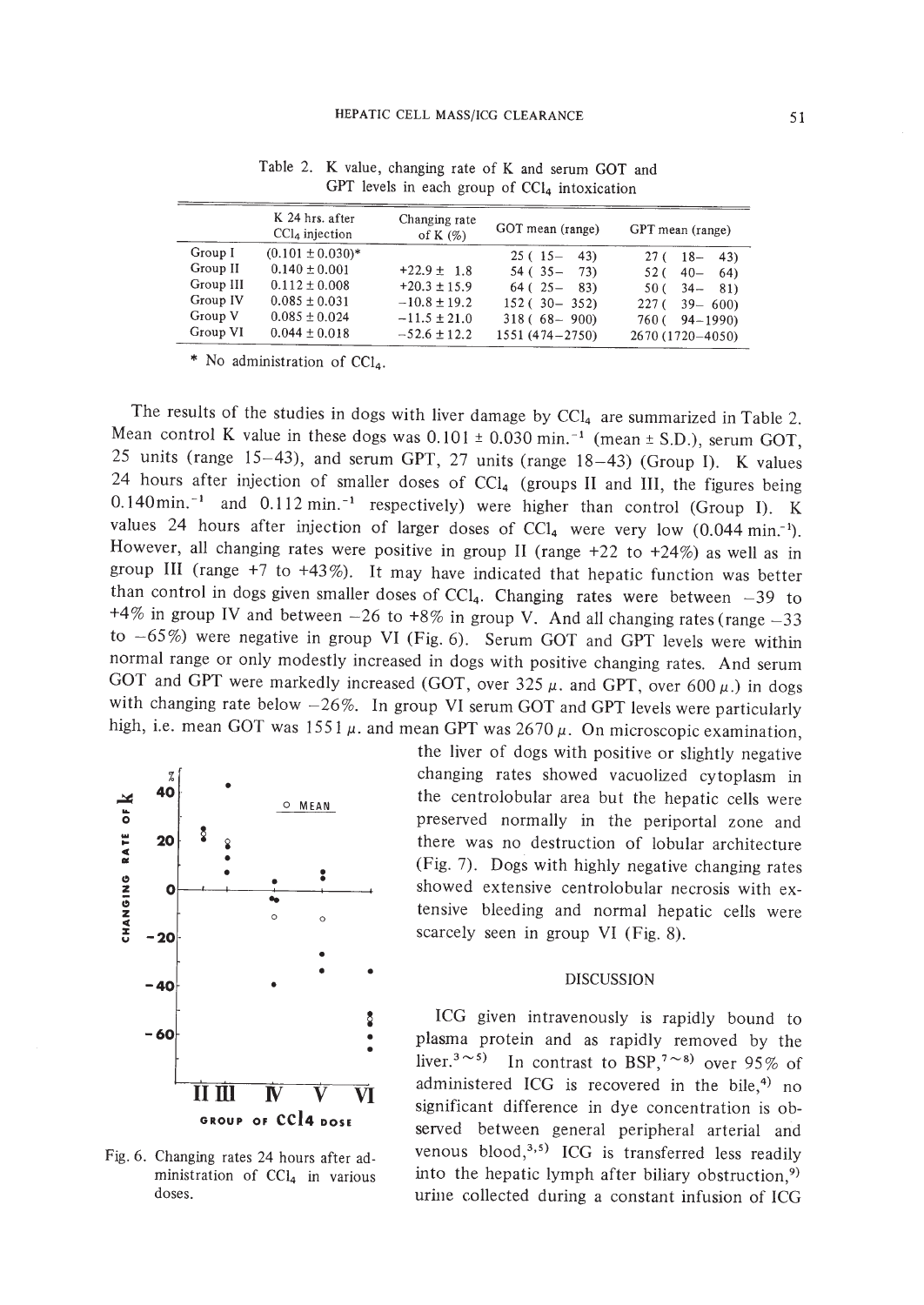Table 2. K value, changing rate of K and serum GOT and GPT levels in each group of $CCl_4$ intoxication

| | K 24 hrs. after $CCl_4$ injection | Changing rate of K (%) | GOT mean (range) | GPT mean (range) |
|---|---|---|---|---|
| Group I | (0.101 ± 0.030)* | | 25 ( 15– 43) | 27 ( 18– 43) |
| Group II | 0.140 ± 0.001 | +22.9 ± 1.8 | 54 ( 35– 73) | 52 ( 40– 64) |
| Group III | 0.112 ± 0.008 | +20.3 ± 15.9 | 64 ( 25– 83) | 50 ( 34– 81) |
| Group IV | 0.085 ± 0.031 | −10.8 ± 19.2 | 152 ( 30– 352) | 227 ( 39– 600) |
| Group V | 0.085 ± 0.024 | −11.5 ± 21.0 | 318 ( 68– 900) | 760 ( 94–1990) |
| Group VI | 0.044 ± 0.018 | −52.6 ± 12.2 | 1551 (474–2750) | 2670 (1720–4050) |

\* No administration of $CCl_4$.

The results of the studies in dogs with liver damage by $CCl_4$ are summarized in Table 2. Mean control K value in these dogs was 0.101 ± 0.030 $min.^{-1}$ (mean ± S.D.), serum GOT, 25 units (range 15–43), and serum GPT, 27 units (range 18–43) (Group I). K values 24 hours after injection of smaller doses of $CCl_4$ (groups II and III, the figures being 0.140 $min.^{-1}$ and 0.112 $min.^{-1}$ respectively) were higher than control (Group I). K values 24 hours after injection of larger doses of $CCl_4$ were very low (0.044 $min.^{-1}$). However, all changing rates were positive in group II (range +22 to +24%) as well as in group III (range +7 to +43%). It may have indicated that hepatic function was better than control in dogs given smaller doses of $CCl_4$. Changing rates were between −39 to +4% in group IV and between −26 to +8% in group V. And all changing rates (range −33 to −65%) were negative in group VI (Fig. 6). Serum GOT and GPT levels were within normal range or only modestly increased in dogs with positive changing rates. And serum GOT and GPT were markedly increased (GOT, over 325 μ. and GPT, over 600 μ.) in dogs with changing rate below −26%. In group VI serum GOT and GPT levels were particularly high, i.e. mean GOT was 1551 μ. and mean GPT was 2670 μ. On microscopic examination, the liver of dogs with positive or slightly negative changing rates showed vacuolized cytoplasm in the centrolobular area but the hepatic cells were preserved normally in the periportal zone and there was no destruction of lobular architecture (Fig. 7). Dogs with highly negative changing rates showed extensive centrolobular necrosis with extensive bleeding and normal hepatic cells were scarcely seen in group VI (Fig. 8).

Fig. 6. Changing rates 24 hours after administration of $CCl_4$ in various doses.

## DISCUSSION

ICG given intravenously is rapidly bound to plasma protein and as rapidly removed by the liver.[3~5] In contrast to BSP,[7~8] over 95% of administered ICG is recovered in the bile,[4] no significant difference in dye concentration is observed between general peripheral arterial and venous blood,[3,5] ICG is transferred less readily into the hepatic lymph after biliary obstruction,[9] urine collected during a constant infusion of ICG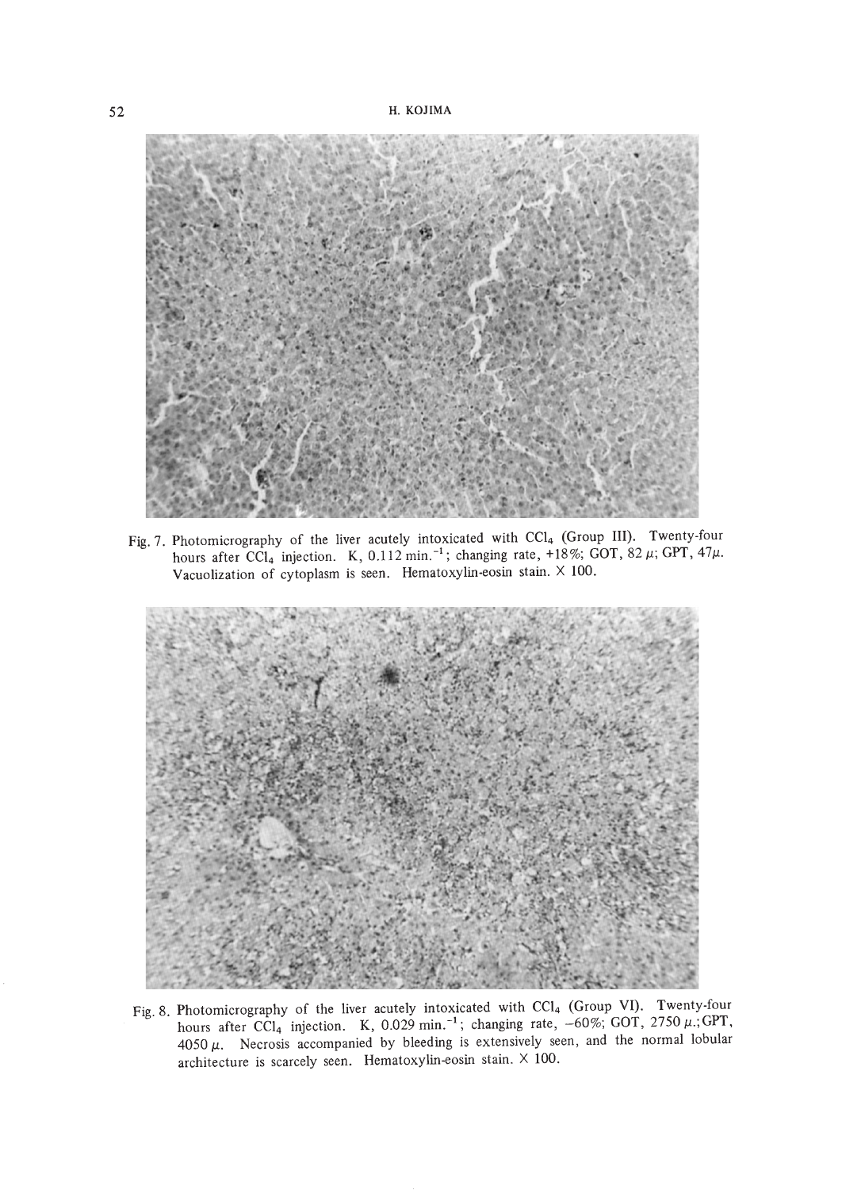Fig. 7. Photomicrography of the liver acutely intoxicated with $CCl_4$ (Group III). Twenty-four hours after $CCl_4$ injection. K, 0.112 $min.^{-1}$; changing rate, +18%; GOT, 82 μ; GPT, 47μ. Vacuolization of cytoplasm is seen. Hematoxylin-eosin stain. × 100.

Fig. 8. Photomicrography of the liver acutely intoxicated with $CCl_4$ (Group VI). Twenty-four hours after $CCl_4$ injection. K, 0.029 $min.^{-1}$; changing rate, −60%; GOT, 2750 μ.; GPT, 4050 μ. Necrosis accompanied by bleeding is extensively seen, and the normal lobular architecture is scarcely seen. Hematoxylin-eosin stain. × 100.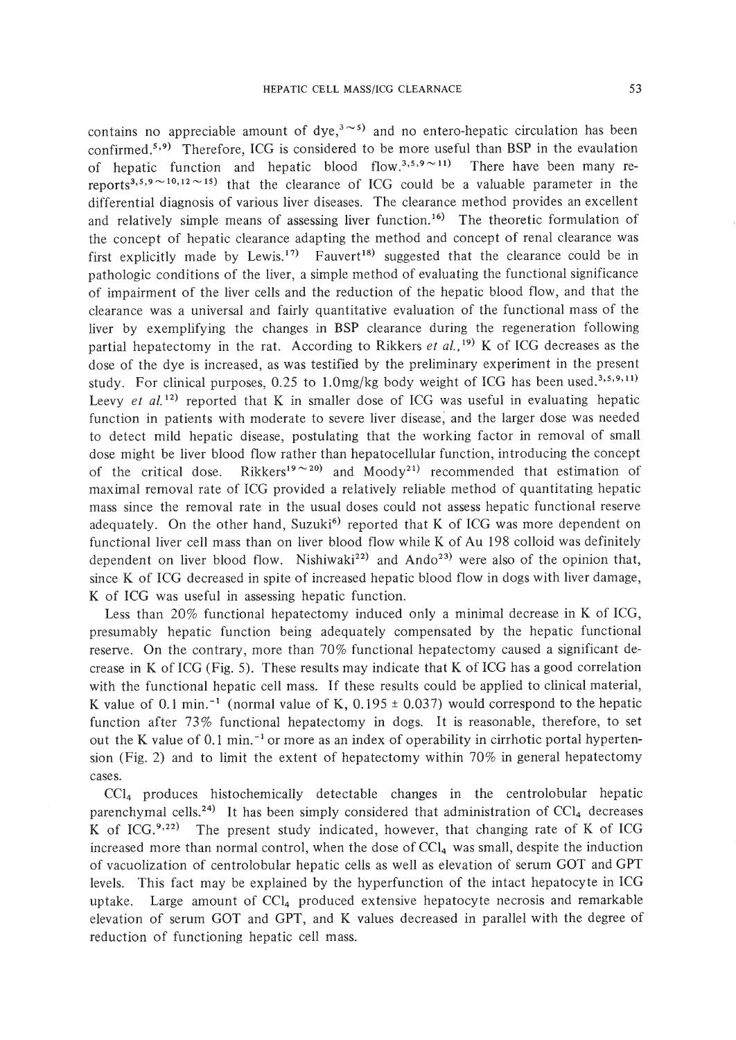contains no appreciable amount of dye,[3~5)] and no entero-hepatic circulation has been confirmed.[5,9)] Therefore, ICG is considered to be more useful than BSP in the evaulation of hepatic function and hepatic blood flow.[3,5,9~11)] There have been many re-reports[3,5,9~10,12~15)] that the clearance of ICG could be a valuable parameter in the differential diagnosis of various liver diseases. The clearance method provides an excellent and relatively simple means of assessing liver function.[16)] The theoretic formulation of the concept of hepatic clearance adapting the method and concept of renal clearance was first explicitly made by Lewis.[17)] Fauvert[18)] suggested that the clearance could be in pathologic conditions of the liver, a simple method of evaluating the functional significance of impairment of the liver cells and the reduction of the hepatic blood flow, and that the clearance was a universal and fairly quantitative evaluation of the functional mass of the liver by exemplifying the changes in BSP clearance during the regeneration following partial hepatectomy in the rat. According to Rikkers *et al.*,[19)] K of ICG decreases as the dose of the dye is increased, as was testified by the preliminary experiment in the present study. For clinical purposes, 0.25 to 1.0mg/kg body weight of ICG has been used.[3,5,9,11)] Leevy *et al.*[12)] reported that K in smaller dose of ICG was useful in evaluating hepatic function in patients with moderate to severe liver disease, and the larger dose was needed to detect mild hepatic disease, postulating that the working factor in removal of small dose might be liver blood flow rather than hepatocellular function, introducing the concept of the critical dose. Rikkers[19~20)] and Moody[21)] recommended that estimation of maximal removal rate of ICG provided a relatively reliable method of quantitating hepatic mass since the removal rate in the usual doses could not assess hepatic functional reserve adequately. On the other hand, Suzuki[6)] reported that K of ICG was more dependent on functional liver cell mass than on liver blood flow while K of Au 198 colloid was definitely dependent on liver blood flow. Nishiwaki[22)] and Ando[23)] were also of the opinion that, since K of ICG decreased in spite of increased hepatic blood flow in dogs with liver damage, K of ICG was useful in assessing hepatic function.

Less than 20% functional hepatectomy induced only a minimal decrease in K of ICG, presumably hepatic function being adequately compensated by the hepatic functional reserve. On the contrary, more than 70% functional hepatectomy caused a significant decrease in K of ICG (Fig. 5). These results may indicate that K of ICG has a good correlation with the functional hepatic cell mass. If these results could be applied to clinical material, K value of 0.1 $min.^{-1}$ (normal value of K, 0.195 ± 0.037) would correspond to the hepatic function after 73% functional hepatectomy in dogs. It is reasonable, therefore, to set out the K value of 0.1 $min.^{-1}$ or more as an index of operability in cirrhotic portal hypertension (Fig. 2) and to limit the extent of hepatectomy within 70% in general hepatectomy cases.

$CCl_4$ produces histochemically detectable changes in the centrolobular hepatic parenchymal cells.[24)] It has been simply considered that administration of $CCl_4$ decreases K of ICG.[9,22)] The present study indicated, however, that changing rate of K of ICG increased more than normal control, when the dose of $CCl_4$ was small, despite the induction of vacuolization of centrolobular hepatic cells as well as elevation of serum GOT and GPT levels. This fact may be explained by the hyperfunction of the intact hepatocyte in ICG uptake. Large amount of $CCl_4$ produced extensive hepatocyte necrosis and remarkable elevation of serum GOT and GPT, and K values decreased in parallel with the degree of reduction of functioning hepatic cell mass.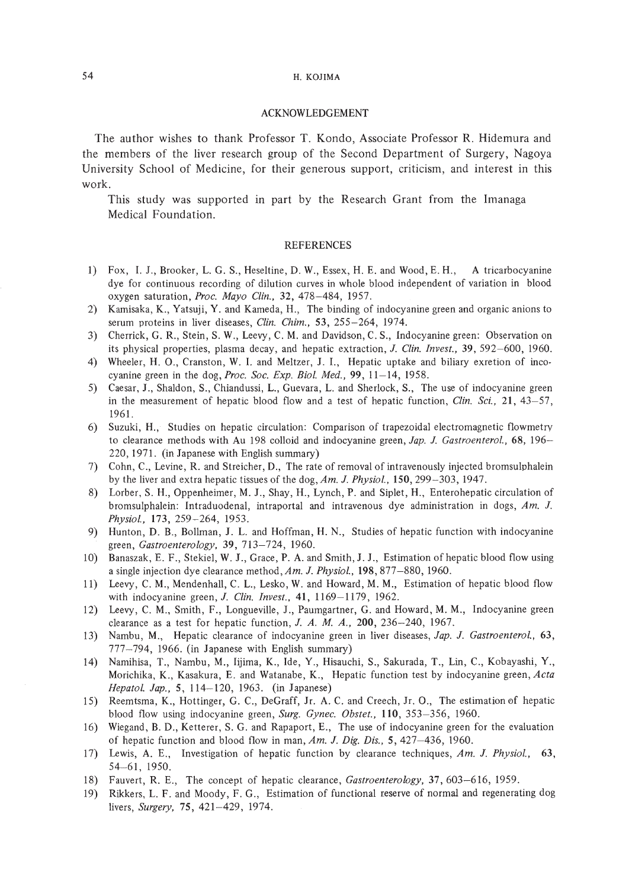## ACKNOWLEDGEMENT

The author wishes to thank Professor T. Kondo, Associate Professor R. Hidemura and the members of the liver research group of the Second Department of Surgery, Nagoya University School of Medicine, for their generous support, criticism, and interest in this work.

This study was supported in part by the Research Grant from the Imanaga Medical Foundation.

## REFERENCES

1) Fox, I. J., Brooker, L. G. S., Heseltine, D. W., Essex, H. E. and Wood, E. H., A tricarbocyanine dye for continuous recording of dilution curves in whole blood independent of variation in blood oxygen saturation, *Proc. Mayo Clin.*, **32**, 478–484, 1957.
2) Kamisaka, K., Yatsuji, Y. and Kameda, H., The binding of indocyanine green and organic anions to serum proteins in liver diseases, *Clin. Chim.*, **53**, 255–264, 1974.
3) Cherrick, G. R., Stein, S. W., Leevy, C. M. and Davidson, C. S., Indocyanine green: Observation on its physical properties, plasma decay, and hepatic extraction, *J. Clin. Invest.*, **39**, 592–600, 1960.
4) Wheeler, H. O., Cranston, W. I. and Meltzer, J. I., Hepatic uptake and biliary exretion of incocyanine green in the dog, *Proc. Soc. Exp. Biol. Med.*, **99**, 11–14, 1958.
5) Caesar, J., Shaldon, S., Chiandussi, L., Guevara, L. and Sherlock, S., The use of indocyanine green in the measurement of hepatic blood flow and a test of hepatic function, *Clin. Sci.*, **21**, 43–57, 1961.
6) Suzuki, H., Studies on hepatic circulation: Comparison of trapezoidal electromagnetic flowmetry to clearance methods with Au 198 colloid and indocyanine green, *Jap. J. Gastroenterol.*, **68**, 196–220, 1971. (in Japanese with English summary)
7) Cohn, C., Levine, R. and Streicher, D., The rate of removal of intravenously injected bromsulphalein by the liver and extra hepatic tissues of the dog, *Am. J. Physiol.*, **150**, 299–303, 1947.
8) Lorber, S. H., Oppenheimer, M. J., Shay, H., Lynch, P. and Siplet, H., Enterohepatic circulation of bromsulphalein: Intraduodenal, intraportal and intravenous dye administration in dogs, *Am. J. Physiol.*, **173**, 259–264, 1953.
9) Hunton, D. B., Bollman, J. L. and Hoffman, H. N., Studies of hepatic function with indocyanine green, *Gastroenterology*, **39**, 713–724, 1960.
10) Banaszak, E. F., Stekiel, W. J., Grace, P. A. and Smith, J. J., Estimation of hepatic blood flow using a single injection dye clearance method, *Am. J. Physiol.*, **198**, 877–880, 1960.
11) Leevy, C. M., Mendenhall, C. L., Lesko, W. and Howard, M. M., Estimation of hepatic blood flow with indocyanine green, *J. Clin. Invest.*, **41**, 1169–1179, 1962.
12) Leevy, C. M., Smith, F., Longueville, J., Paumgartner, G. and Howard, M. M., Indocyanine green clearance as a test for hepatic function, *J. A. M. A.*, **200**, 236–240, 1967.
13) Nambu, M., Hepatic clearance of indocyanine green in liver diseases, *Jap. J. Gastroenterol.*, **63**, 777–794, 1966. (in Japanese with English summary)
14) Namihisa, T., Nambu, M., Iijima, K., Ide, Y., Hisauchi, S., Sakurada, T., Lin, C., Kobayashi, Y., Morichika, K., Kasakura, E. and Watanabe, K., Hepatic function test by indocyanine green, *Acta Hepatol. Jap.*, **5**, 114–120, 1963. (in Japanese)
15) Reemtsma, K., Hottinger, G. C., DeGraff, Jr. A. C. and Creech, Jr. O., The estimation of hepatic blood flow using indocyanine green, *Surg. Gynec. Obstet.*, **110**, 353–356, 1960.
16) Wiegand, B. D., Ketterer, S. G. and Rapaport, E., The use of indocyanine green for the evaluation of hepatic function and blood flow in man, *Am. J. Dig. Dis.*, **5**, 427–436, 1960.
17) Lewis, A. E., Investigation of hepatic function by clearance techniques, *Am. J. Physiol.*, **63**, 54–61, 1950.
18) Fauvert, R. E., The concept of hepatic clearance, *Gastroenterology*, **37**, 603–616, 1959.
19) Rikkers, L. F. and Moody, F. G., Estimation of functional reserve of normal and regenerating dog livers, *Surgery*, **75**, 421–429, 1974.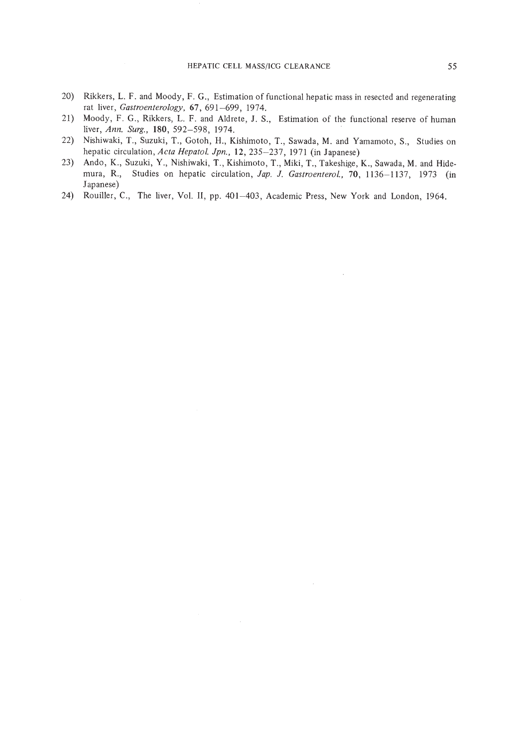20) Rikkers, L. F. and Moody, F. G., Estimation of functional hepatic mass in resected and regenerating rat liver, *Gastroenterology,* **67**, 691–699, 1974.
21) Moody, F. G., Rikkers, L. F. and Aldrete, J. S., Estimation of the functional reserve of human liver, *Ann. Surg.,* **180**, 592–598, 1974.
22) Nishiwaki, T., Suzuki, T., Gotoh, H., Kishimoto, T., Sawada, M. and Yamamoto, S., Studies on hepatic circulation, *Acta Hepatol. Jpn.,* **12**, 235–237, 1971 (in Japanese)
23) Ando, K., Suzuki, Y., Nishiwaki, T., Kishimoto, T., Miki, T., Takeshige, K., Sawada, M. and Hidemura, R., Studies on hepatic circulation, *Jap. J. Gastroenterol.,* **70**, 1136–1137, 1973 (in Japanese)
24) Rouiller, C., The liver, Vol. II, pp. 401–403, Academic Press, New York and London, 1964.